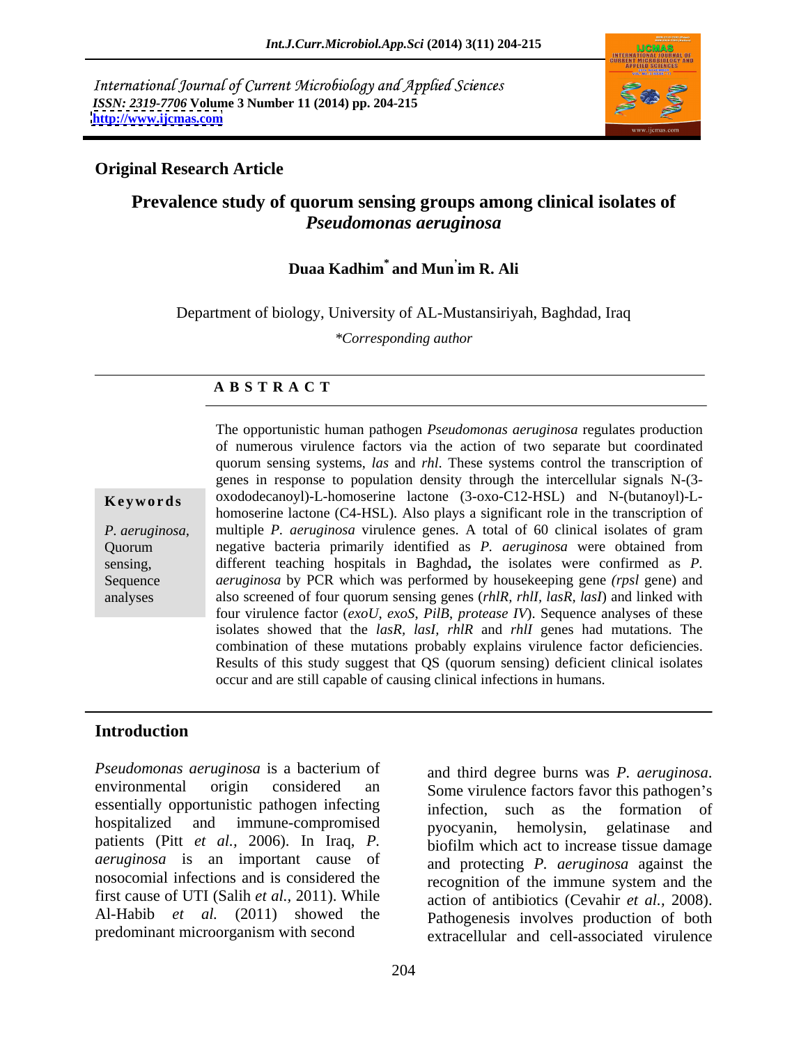International Journal of Current Microbiology and Applied Sciences
*ISSN: 2319-7706* **Volume 3 Number 11 (2014) pp. 204-215**
**http://www.ijcmas.com**

**Original Research Article**

# Prevalence study of quorum sensing groups among clinical isolates of *Pseudomonas aeruginosa*

**Duaa Kadhim[*] and Mun'im R. Ali**

Department of biology, University of AL-Mustansiriyah, Baghdad, Iraq

*\*Corresponding author*

**A B S T R A C T**

**Keywords**

*P. aeruginosa*, Quorum sensing, Sequence analyses

The opportunistic human pathogen *Pseudomonas aeruginosa* regulates production of numerous virulence factors via the action of two separate but coordinated quorum sensing systems, *las* and *rhl*. These systems control the transcription of genes in response to population density through the intercellular signals N-(3-oxododecanoyl)-L-homoserine lactone (3-oxo-C12-HSL) and N-(butanoyl)-L-homoserine lactone (C4-HSL). Also plays a significant role in the transcription of multiple *P. aeruginosa* virulence genes. A total of 60 clinical isolates of gram negative bacteria primarily identified as *P. aeruginosa* were obtained from different teaching hospitals in Baghdad**,** the isolates were confirmed as *P. aeruginosa* by PCR which was performed by housekeeping gene *(rpsl* gene) and also screened of four quorum sensing genes (*rhlR, rhlI, lasR, lasI*) and linked with four virulence factor (*exoU, exoS, PilB, protease IV*). Sequence analyses of these isolates showed that the *lasR, lasI, rhlR* and *rhlI* genes had mutations. The combination of these mutations probably explains virulence factor deficiencies. Results of this study suggest that QS (quorum sensing) deficient clinical isolates occur and are still capable of causing clinical infections in humans.

## Introduction

*Pseudomonas aeruginosa* is a bacterium of environmental origin considered an essentially opportunistic pathogen infecting hospitalized and immune-compromised patients (Pitt *et al.,* 2006). In Iraq, *P. aeruginosa* is an important cause of nosocomial infections and is considered the first cause of UTI (Salih *et al.,* 2011). While Al-Habib *et al.* (2011) showed the predominant microorganism with second and third degree burns was *P. aeruginosa*. Some virulence factors favor this pathogen's infection, such as the formation of pyocyanin, hemolysin, gelatinase and biofilm which act to increase tissue damage and protecting *P. aeruginosa* against the recognition of the immune system and the action of antibiotics (Cevahir *et al.,* 2008). Pathogenesis involves production of both extracellular and cell-associated virulence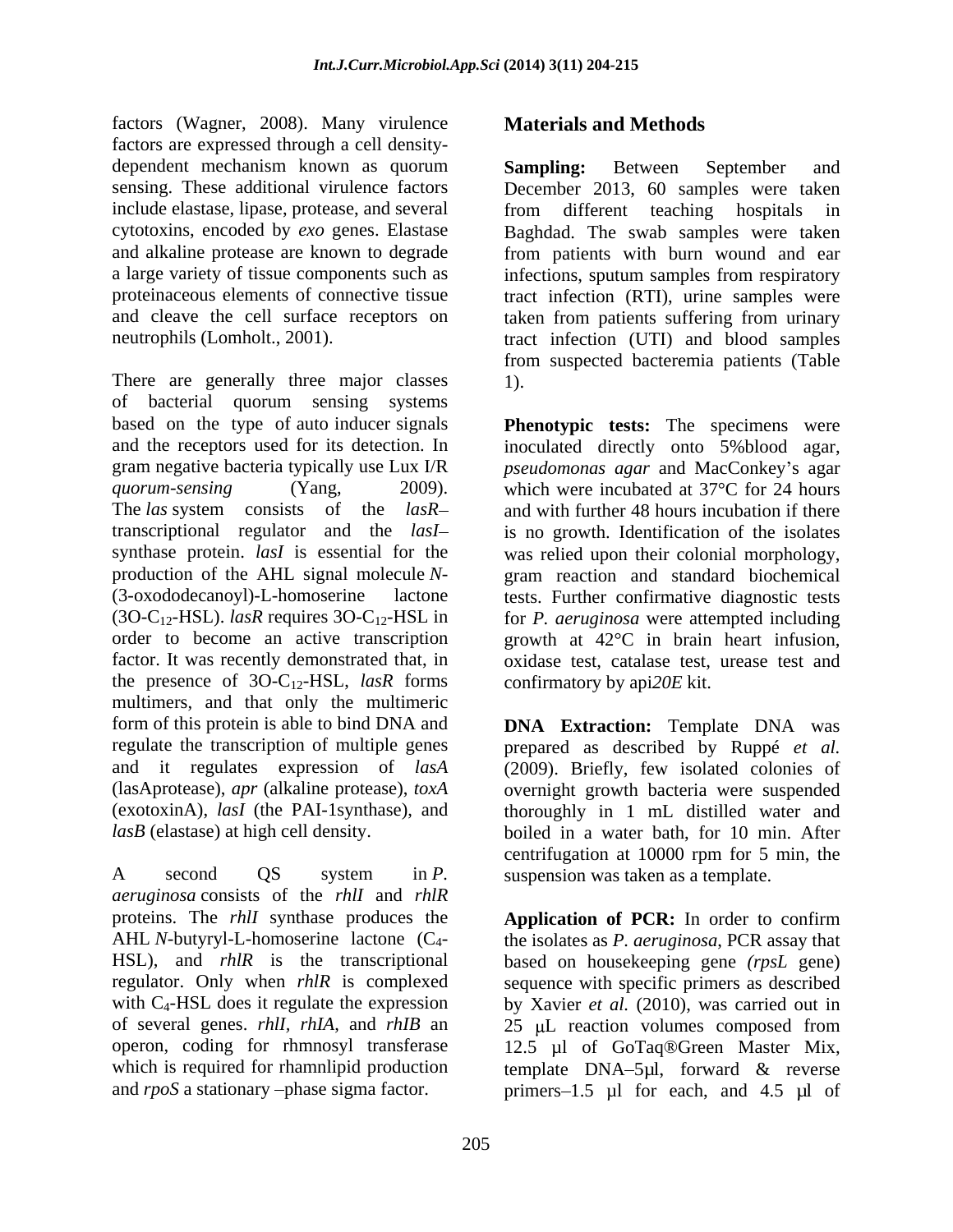factors (Wagner, 2008). Many virulence factors are expressed through a cell density-dependent mechanism known as quorum sensing. These additional virulence factors include elastase, lipase, protease, and several cytotoxins, encoded by *exo* genes. Elastase and alkaline protease are known to degrade a large variety of tissue components such as proteinaceous elements of connective tissue and cleave the cell surface receptors on neutrophils (Lomholt., 2001).

There are generally three major classes of bacterial quorum sensing systems based on the type of auto inducer signals and the receptors used for its detection. In gram negative bacteria typically use Lux I/R *quorum-sensing* (Yang, 2009). The *las* system consists of the *lasR*– transcriptional regulator and the *lasI*– synthase protein. *lasI* is essential for the production of the AHL signal molecule *N*-(3-oxododecanoyl)-L-homoserine lactone (3O-$C_{12}$-HSL). *lasR* requires 3O-$C_{12}$-HSL in order to become an active transcription factor. It was recently demonstrated that, in the presence of 3O-$C_{12}$-HSL, *lasR* forms multimers, and that only the multimeric form of this protein is able to bind DNA and regulate the transcription of multiple genes and it regulates expression of *lasA* (lasAprotease), *apr* (alkaline protease), *toxA* (exotoxinA), *lasI* (the PAI-1synthase), and *lasB* (elastase) at high cell density.

A second QS system in *P. aeruginosa* consists of the *rhlI* and *rhlR* proteins. The *rhlI* synthase produces the AHL *N*-butyryl-L-homoserine lactone ($C_4$-HSL), and *rhlR* is the transcriptional regulator. Only when *rhlR* is complexed with $C_4$-HSL does it regulate the expression of several genes. *rhlI*, *rhIA*, and *rhIB* an operon, coding for rhmnosyl transferase which is required for rhamnlipid production and *rpoS* a stationary –phase sigma factor.

## Materials and Methods

**Sampling:** Between September and December 2013, 60 samples were taken from different teaching hospitals in Baghdad. The swab samples were taken from patients with burn wound and ear infections, sputum samples from respiratory tract infection (RTI), urine samples were taken from patients suffering from urinary tract infection (UTI) and blood samples from suspected bacteremia patients (Table 1).

**Phenotypic tests:** The specimens were inoculated directly onto 5%blood agar, *pseudomonas agar* and MacConkey's agar which were incubated at 37°C for 24 hours and with further 48 hours incubation if there is no growth. Identification of the isolates was relied upon their colonial morphology, gram reaction and standard biochemical tests. Further confirmative diagnostic tests for *P. aeruginosa* were attempted including growth at 42°C in brain heart infusion, oxidase test, catalase test, urease test and confirmatory by api*20E* kit.

**DNA Extraction:** Template DNA was prepared as described by Ruppé *et al.* (2009). Briefly, few isolated colonies of overnight growth bacteria were suspended thoroughly in 1 mL distilled water and boiled in a water bath, for 10 min. After centrifugation at 10000 rpm for 5 min, the suspension was taken as a template.

**Application of PCR:** In order to confirm the isolates as *P. aeruginosa*, PCR assay that based on housekeeping gene *(rpsL* gene) sequence with specific primers as described by Xavier *et al.* (2010), was carried out in 25 μL reaction volumes composed from 12.5 µl of GoTaq®Green Master Mix, template DNA–5µl, forward & reverse primers–1.5 µl for each, and 4.5 µl of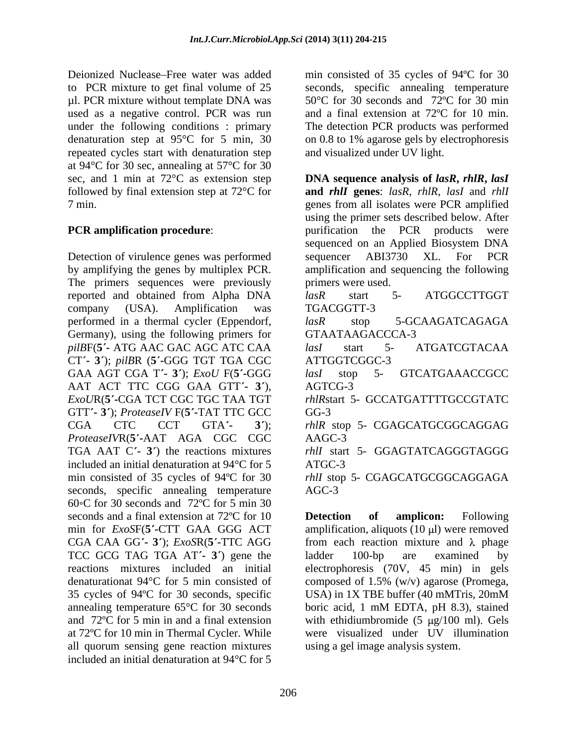Deionized Nuclease–Free water was added to PCR mixture to get final volume of 25 µl. PCR mixture without template DNA was used as a negative control. PCR was run under the following conditions : primary denaturation step at 95°C for 5 min, 30 repeated cycles start with denaturation step at 94°C for 30 sec, annealing at 57°C for 30 sec, and 1 min at 72°C as extension step followed by final extension step at 72°C for 7 min.

**PCR amplification procedure**:

Detection of virulence genes was performed by amplifying the genes by multiplex PCR. The primers sequences were previously reported and obtained from Alpha DNA company (USA). Amplification was performed in a thermal cycler (Eppendorf, Germany), using the following primers for *pilB*F(**5´-** ATG AAC GAC AGC ATC CAA CT**´- 3´**); *pilB*R (**5´-**GGG TGT TGA CGC GAA AGT CGA T**´- 3´**); *ExoU* F(**5´-**GGG AAT ACT TTC CGG GAA GTT**´- 3´**), *ExoU*R(**5´-**CGA TCT CGC TGC TAA TGT GTT**´- 3´**); *ProteaseIV* F(**5´-**TAT TTC GCC CGA CTC CCT GTA**´- 3´**); *ProteaseIV*R(**5´-**AAT AGA CGC CGC TGA AAT C**´- 3´**) the reactions mixtures included an initial denaturation at 94°C for 5 min consisted of 35 cycles of 94ºC for 30 seconds, specific annealing temperature 60◦C for 30 seconds and 72ºC for 5 min 30 seconds and a final extension at 72ºC for 10 min for *ExoS*F(**5´-**CTT GAA GGG ACT CGA CAA GG**´- 3´**); *ExoS*R(**5´-**TTC AGG TCC GCG TAG TGA AT**´- 3´**) gene the reactions mixtures included an initial denaturationat 94°C for 5 min consisted of 35 cycles of 94ºC for 30 seconds, specific annealing temperature 65°C for 30 seconds and 72ºC for 5 min in and a final extension at 72ºC for 10 min in Thermal Cycler. While all quorum sensing gene reaction mixtures included an initial denaturation at 94°C for 5 min consisted of 35 cycles of 94ºC for 30 seconds, specific annealing temperature 50°C for 30 seconds and 72ºC for 30 min and a final extension at 72ºC for 10 min. The detection PCR products was performed on 0.8 to 1% agarose gels by electrophoresis and visualized under UV light.

**DNA sequence analysis of *lasR*, *rhlR*, *lasI* and *rhlI* genes**: *lasR*, *rhlR*, *lasI* and *rhlI* genes from all isolates were PCR amplified using the primer sets described below. After purification the PCR products were sequenced on an Applied Biosystem DNA sequencer ABI3730 XL. For PCR amplification and sequencing the following primers were used.

*lasR* start 5- ATGGCCTTGGT TGACGGTT-3

*lasR* stop 5-GCAAGATCAGAGA GTAATAAGACCCA-3

*lasI* start 5- ATGATCGTACAA ATTGGTCGGC-3

*lasI* stop 5- GTCATGAAACCGCC AGTCG-3

*rhlR*start 5- GCCATGATTTTGCCGTATC GG-3

*rhlR* stop 5- CGAGCATGCGGCAGGAG AAGC-3

*rhlI* start 5- GGAGTATCAGGGTAGGG ATGC-3

*rhlI* stop 5- CGAGCATGCGGCAGGAGA AGC-3

**Detection of amplicon:** Following amplification, aliquots (10 µl) were removed from each reaction mixture and λ phage ladder 100-bp are examined by electrophoresis (70V, 45 min) in gels composed of 1.5% (w/v) agarose (Promega, USA) in 1X TBE buffer (40 mMTris, 20mM boric acid, 1 mM EDTA, pH 8.3), stained with ethidiumbromide (5 µg/100 ml). Gels were visualized under UV illumination using a gel image analysis system.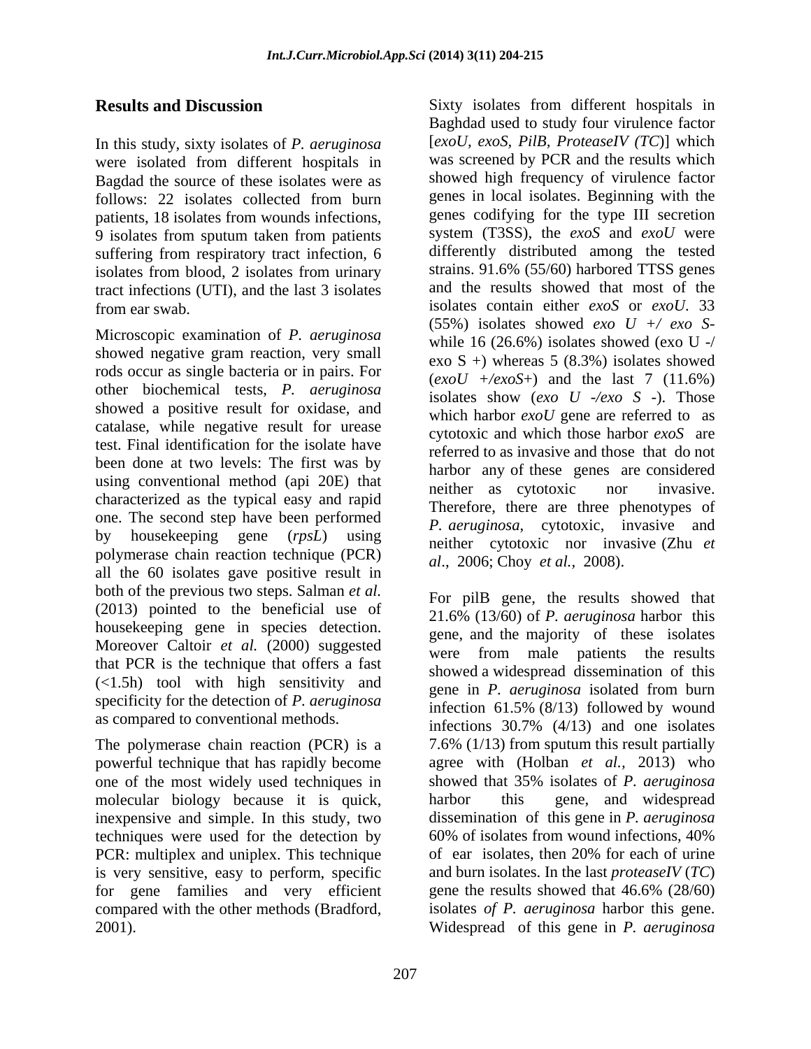## Results and Discussion

In this study, sixty isolates of *P. aeruginosa* were isolated from different hospitals in Bagdad the source of these isolates were as follows: 22 isolates collected from burn patients, 18 isolates from wounds infections, 9 isolates from sputum taken from patients suffering from respiratory tract infection, 6 isolates from blood, 2 isolates from urinary tract infections (UTI), and the last 3 isolates from ear swab.

Microscopic examination of *P. aeruginosa* showed negative gram reaction, very small rods occur as single bacteria or in pairs. For other biochemical tests, *P. aeruginosa* showed a positive result for oxidase, and catalase, while negative result for urease test. Final identification for the isolate have been done at two levels: The first was by using conventional method (api 20E) that characterized as the typical easy and rapid one. The second step have been performed by housekeeping gene (*rpsL*) using polymerase chain reaction technique (PCR) all the 60 isolates gave positive result in both of the previous two steps. Salman *et al.* (2013) pointed to the beneficial use of housekeeping gene in species detection. Moreover Caltoir *et al.* (2000) suggested that PCR is the technique that offers a fast (<1.5h) tool with high sensitivity and specificity for the detection of *P. aeruginosa* as compared to conventional methods.

The polymerase chain reaction (PCR) is a powerful technique that has rapidly become one of the most widely used techniques in molecular biology because it is quick, inexpensive and simple. In this study, two techniques were used for the detection by PCR: multiplex and uniplex. This technique is very sensitive, easy to perform, specific for gene families and very efficient compared with the other methods (Bradford, 2001).

Sixty isolates from different hospitals in Baghdad used to study four virulence factor [*exoU, exoS, PilB, ProteaseIV (TC)*] which was screened by PCR and the results which showed high frequency of virulence factor genes in local isolates. Beginning with the genes codifying for the type III secretion system (T3SS), the *exoS* and *exoU* were differently distributed among the tested strains. 91.6% (55/60) harbored TTSS genes and the results showed that most of the isolates contain either *exoS* or *exoU*. 33 (55%) isolates showed *exo U +/ exo S-* while 16 (26.6%) isolates showed (exo U -/ exo S +) whereas 5 (8.3%) isolates showed (*exoU +/exoS+*) and the last 7 (11.6%) isolates show (*exo U -/exo S -*). Those which harbor *exoU* gene are referred to as cytotoxic and which those harbor *exoS* are referred to as invasive and those that do not harbor any of these genes are considered neither as cytotoxic nor invasive. Therefore, there are three phenotypes of *P. aeruginosa*, cytotoxic, invasive and neither cytotoxic nor invasive (Zhu *et al.*, 2006; Choy *et al.*, 2008).

For pilB gene, the results showed that 21.6% (13/60) of *P. aeruginosa* harbor this gene, and the majority of these isolates were from male patients the results showed a widespread dissemination of this gene in *P. aeruginosa* isolated from burn infection 61.5% (8/13) followed by wound infections 30.7% (4/13) and one isolates 7.6% (1/13) from sputum this result partially agree with (Holban *et al.*, 2013) who showed that 35% isolates of *P. aeruginosa* harbor this gene, and widespread dissemination of this gene in *P. aeruginosa* 60% of isolates from wound infections, 40% of ear isolates, then 20% for each of urine and burn isolates. In the last *proteaseIV* (*TC*) gene the results showed that 46.6% (28/60) isolates *of P. aeruginosa* harbor this gene. Widespread of this gene in *P. aeruginosa*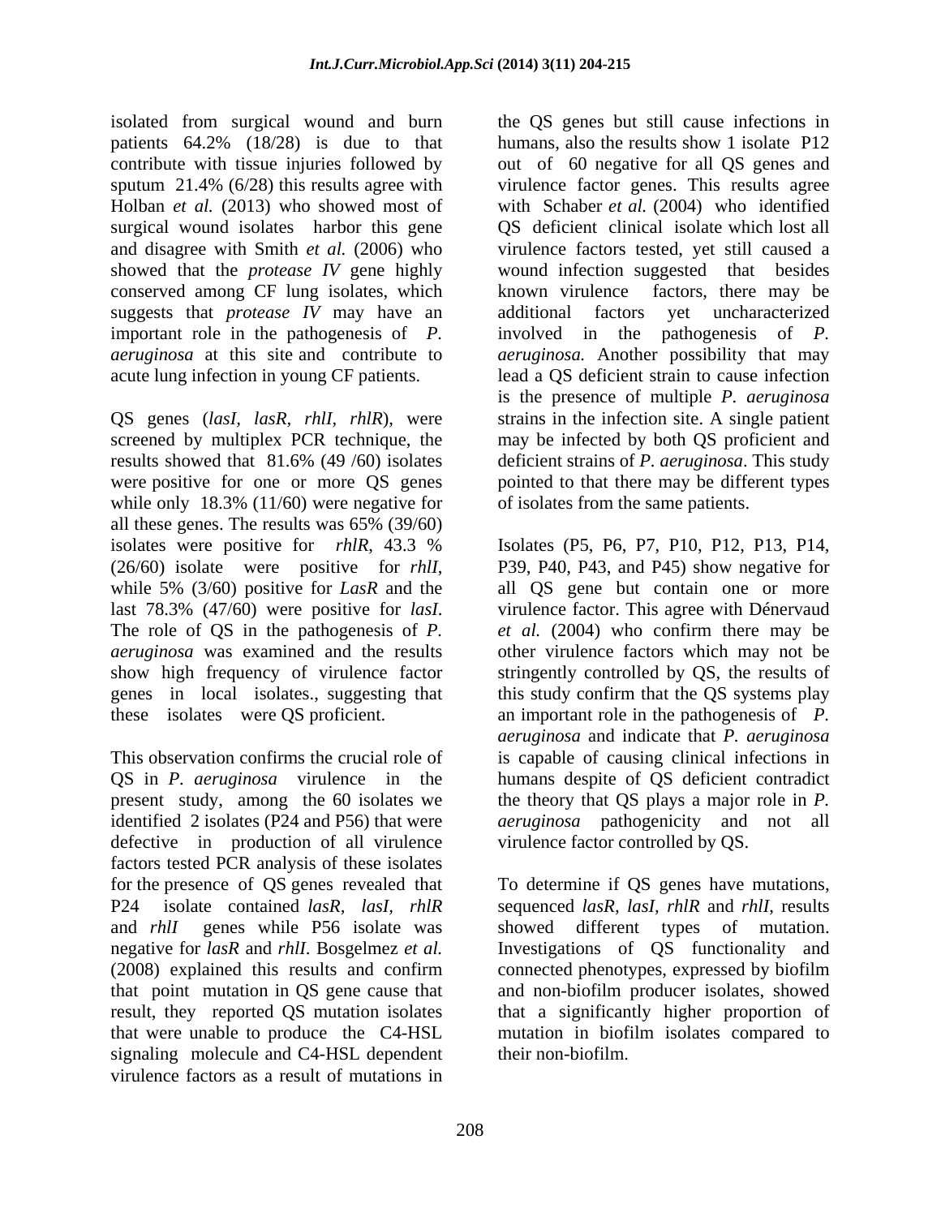isolated from surgical wound and burn patients 64.2% (18/28) is due to that contribute with tissue injuries followed by sputum 21.4% (6/28) this results agree with Holban *et al.* (2013) who showed most of surgical wound isolates harbor this gene and disagree with Smith *et al.* (2006) who showed that the *protease IV* gene highly conserved among CF lung isolates, which suggests that *protease IV* may have an important role in the pathogenesis of *P. aeruginosa* at this site and contribute to acute lung infection in young CF patients.

QS genes (*lasI, lasR, rhlI, rhlR*), were screened by multiplex PCR technique, the results showed that 81.6% (49 /60) isolates were positive for one or more QS genes while only 18.3% (11/60) were negative for all these genes. The results was 65% (39/60) isolates were positive for *rhlR*, 43.3 % (26/60) isolate were positive for *rhlI*, while 5% (3/60) positive for *LasR* and the last 78.3% (47/60) were positive for *lasI*. The role of QS in the pathogenesis of *P. aeruginosa* was examined and the results show high frequency of virulence factor genes in local isolates., suggesting that these isolates were QS proficient.

This observation confirms the crucial role of QS in *P. aeruginosa* virulence in the present study, among the 60 isolates we identified 2 isolates (P24 and P56) that were defective in production of all virulence factors tested PCR analysis of these isolates for the presence of QS genes revealed that P24 isolate contained *lasR, lasI, rhlR* and *rhlI* genes while P56 isolate was negative for *lasR* and *rhlI*. Bosgelmez *et al.* (2008) explained this results and confirm that point mutation in QS gene cause that result, they reported QS mutation isolates that were unable to produce the C4-HSL signaling molecule and C4-HSL dependent virulence factors as a result of mutations in the QS genes but still cause infections in humans, also the results show 1 isolate P12 out of 60 negative for all QS genes and virulence factor genes. This results agree with Schaber *et al.* (2004) who identified QS deficient clinical isolate which lost all virulence factors tested, yet still caused a wound infection suggested that besides known virulence factors, there may be additional factors yet uncharacterized involved in the pathogenesis of *P. aeruginosa.* Another possibility that may lead a QS deficient strain to cause infection is the presence of multiple *P. aeruginosa* strains in the infection site. A single patient may be infected by both QS proficient and deficient strains of *P. aeruginosa*. This study pointed to that there may be different types of isolates from the same patients.

Isolates (P5, P6, P7, P10, P12, P13, P14, P39, P40, P43, and P45) show negative for all QS gene but contain one or more virulence factor. This agree with Dénervaud *et al.* (2004) who confirm there may be other virulence factors which may not be stringently controlled by QS, the results of this study confirm that the QS systems play an important role in the pathogenesis of *P. aeruginosa* and indicate that *P. aeruginosa* is capable of causing clinical infections in humans despite of QS deficient contradict the theory that QS plays a major role in *P. aeruginosa* pathogenicity and not all virulence factor controlled by QS.

To determine if QS genes have mutations, sequenced *lasR, lasI, rhlR* and *rhlI*, results showed different types of mutation. Investigations of QS functionality and connected phenotypes, expressed by biofilm and non-biofilm producer isolates, showed that a significantly higher proportion of mutation in biofilm isolates compared to their non-biofilm.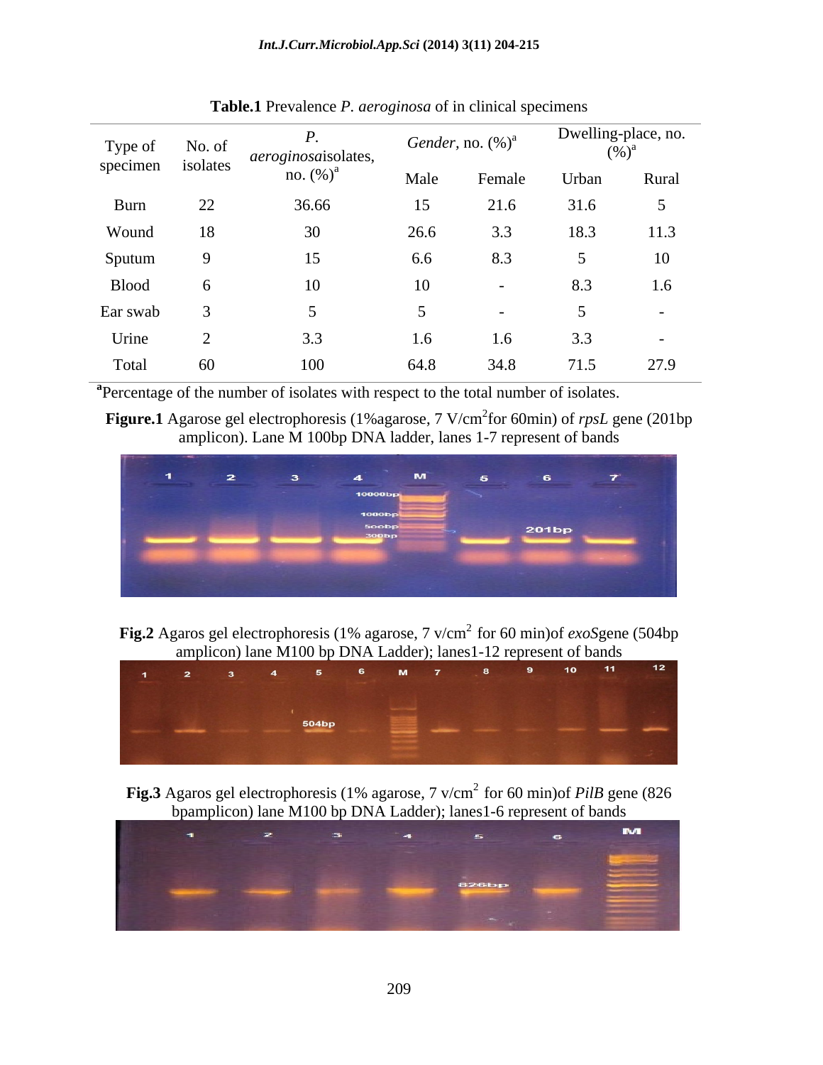**Table.1** Prevalence *P. aeroginosa* of in clinical specimens

| Type of specimen | No. of isolates | *P. aeroginosa*isolates, no. (%)[a] | *Gender*, no. (%)[a] | | Dwelling-place, no. (%)[a] | |
|---|---|---|---|---|---|---|
| | | | Male | Female | Urban | Rural |
| Burn | 22 | 36.66 | 15 | 21.6 | 31.6 | 5 |
| Wound | 18 | 30 | 26.6 | 3.3 | 18.3 | 11.3 |
| Sputum | 9 | 15 | 6.6 | 8.3 | 5 | 10 |
| Blood | 6 | 10 | 10 | - | 8.3 | 1.6 |
| Ear swab | 3 | 5 | 5 | - | 5 | - |
| Urine | 2 | 3.3 | 1.6 | 1.6 | 3.3 | - |
| Total | 60 | 100 | 64.8 | 34.8 | 71.5 | 27.9 |

[a]Percentage of the number of isolates with respect to the total number of isolates.

**Figure.1** Agarose gel electrophoresis (1%agarose, 7 V/cm$^2$for 60min) of *rpsL* gene (201bp amplicon). Lane M 100bp DNA ladder, lanes 1-7 represent of bands

**Fig.2** Agaros gel electrophoresis (1% agarose, 7 v/cm$^2$ for 60 min)of *exoS*gene (504bp amplicon) lane M100 bp DNA Ladder); lanes1-12 represent of bands

**Fig.3** Agaros gel electrophoresis (1% agarose, 7 v/cm$^2$ for 60 min)of *PilB* gene (826 bpamplicon) lane M100 bp DNA Ladder); lanes1-6 represent of bands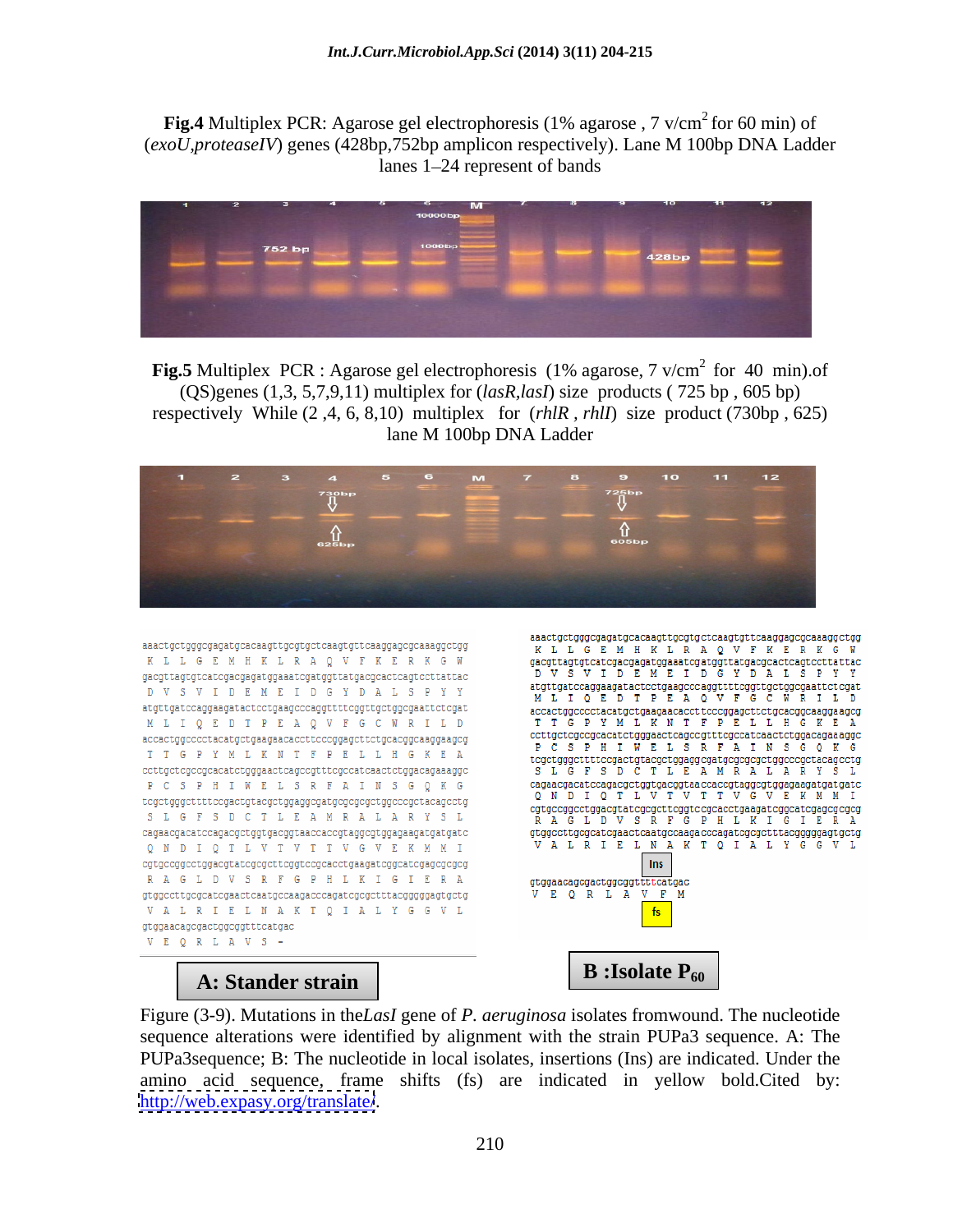**Fig.4** Multiplex PCR: Agarose gel electrophoresis (1% agarose , 7 v/cm$^2$ for 60 min) of (*exoU,proteaseIV*) genes (428bp,752bp amplicon respectively). Lane M 100bp DNA Ladder lanes 1–24 represent of bands

**Fig.5** Multiplex PCR : Agarose gel electrophoresis (1% agarose, 7 v/cm$^2$ for 40 min).of (QS)genes (1,3, 5,7,9,11) multiplex for (*lasR,lasI*) size products ( 725 bp , 605 bp) respectively While (2 ,4, 6, 8,10) multiplex for (*rhlR , rhlI*) size product (730bp , 625) lane M 100bp DNA Ladder

Figure (3-9). Mutations in the*LasI* gene of *P. aeruginosa* isolates fromwound. The nucleotide sequence alterations were identified by alignment with the strain PUPa3 sequence. A: The PUPa3sequence; B: The nucleotide in local isolates, insertions (Ins) are indicated. Under the amino acid sequence, frame shifts (fs) are indicated in yellow bold.Cited by: http://web.expasy.org/translate/.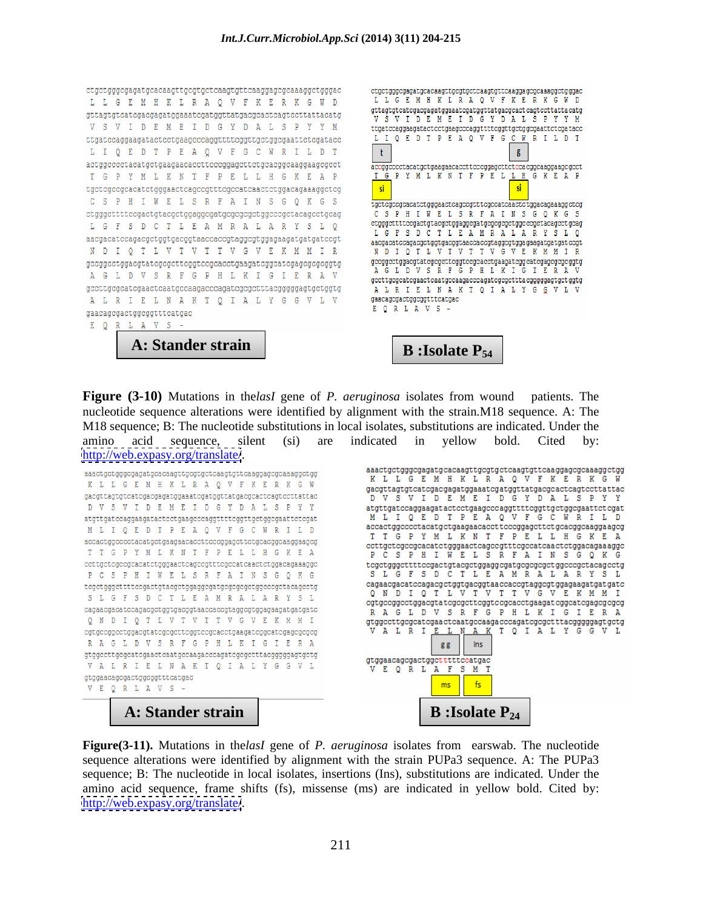**Figure (3-10)** Mutations in the *lasI* gene of *P. aeruginosa* isolates from wound patients. The nucleotide sequence alterations were identified by alignment with the strain.M18 sequence. A: The M18 sequence; B: The nucleotide substitutions in local isolates, substitutions are indicated. Under the amino acid sequence, silent (si) are indicated in yellow bold. Cited by: http://web.expasy.org/translate/.

**Figure(3-11).** Mutations in the *lasI* gene of *P. aeruginosa* isolates from earswab. The nucleotide sequence alterations were identified by alignment with the strain PUPa3 sequence. A: The PUPa3 sequence; B: The nucleotide in local isolates, insertions (Ins), substitutions are indicated. Under the amino acid sequence, frame shifts (fs), missense (ms) are indicated in yellow bold. Cited by: http://web.expasy.org/translate/.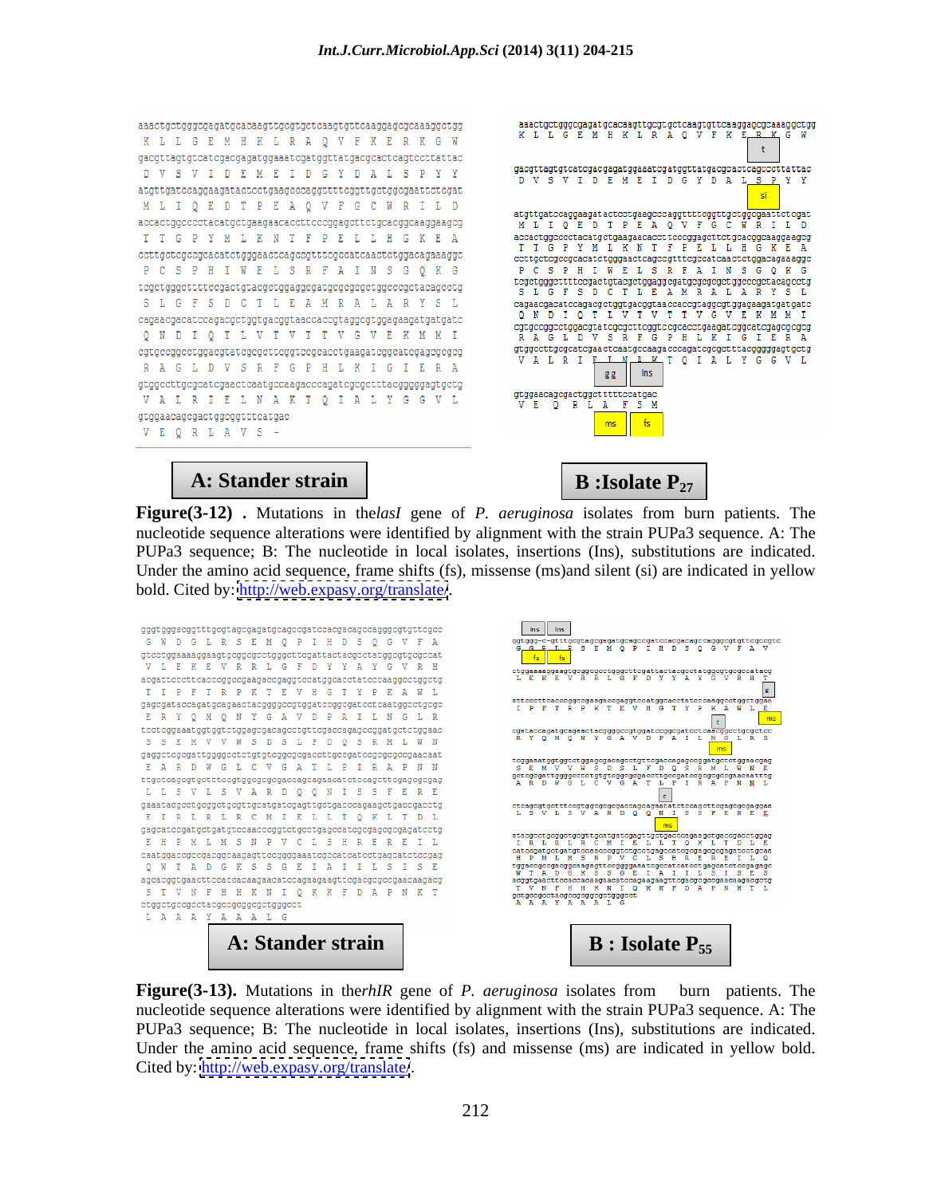**A: Stander strain**

**B :Isolate $P_{27}$**

**Figure(3-12) .** Mutations in the*lasI* gene of *P. aeruginosa* isolates from burn patients. The nucleotide sequence alterations were identified by alignment with the strain PUPa3 sequence. A: The PUPa3 sequence; B: The nucleotide in local isolates, insertions (Ins), substitutions are indicated. Under the amino acid sequence, frame shifts (fs), missense (ms)and silent (si) are indicated in yellow bold. Cited by: http://web.expasy.org/translate/.

**A: Stander strain**

**B : Isolate $P_{55}$**

**Figure(3-13).** Mutations in the*rhlR* gene of *P. aeruginosa* isolates from burn patients. The nucleotide sequence alterations were identified by alignment with the strain PUPa3 sequence. A: The PUPa3 sequence; B: The nucleotide in local isolates, insertions (Ins), substitutions are indicated. Under the amino acid sequence, frame shifts (fs) and missense (ms) are indicated in yellow bold. Cited by: http://web.expasy.org/translate/.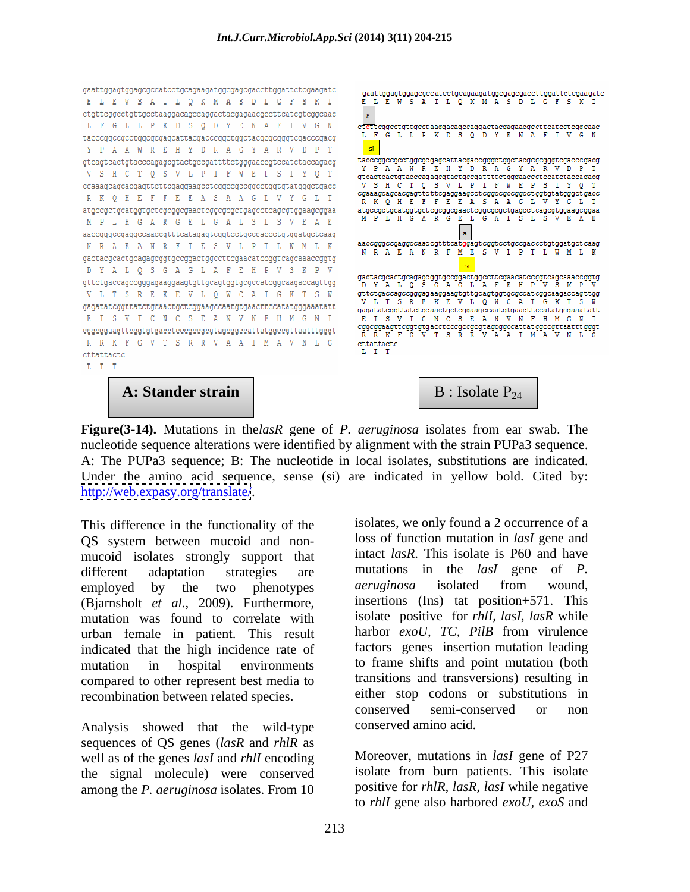```
gaattggagtggagcgccatcctgcagaagatggcgagcgaccttggattctcgaagatc
 E  L  E  W  S  A  I  L  Q  K  M  A  S  D  L  G  F  S  K  I
ctgttcggcctgttgcctaaggacagccaggactacgagaacgccttcatcgtcggcaac
 L  F  G  L  L  P  K  D  S  Q  D  Y  E  N  A  F  I  V  G  N
tacccggccgcctggcgcgagcattacgaccgggctggctacgcgcgggtcgacccgacg
 Y  P  A  A  W  R  E  H  Y  D  R  A  G  Y  A  R  V  D  P  T
gtcagtcactgtacccagagcgtactgccgattttctgggaaccgtccatctaccagacg
 V  S  H  C  T  Q  S  V  L  P  I  F  W  E  P  S  I  Y  Q  T
cgaaagcagcacgagttcttcgaggaagcctcggccgccggcctggtgtatgggctgacc
 R  K  Q  H  E  F  F  E  E  A  S  A  A  G  L  V  Y  G  L  T
atgccgctgcatggtgctcgcggcgaactcggcgcgctgagcctcagcgtggaagcggaa
 M  P  L  H  G  A  R  G  E  L  G  A  L  S  L  S  V  E  A  E
aaccgggccgaggccaaccgtttcatagagtcggtcctgccgaccctgtggatgctcaag
 N  R  A  E  A  N  R  F  I  E  S  V  L  P  T  L  W  M  L  K
gactacgcactgcagagcggtgccggactggccttcgaacatccggtcagcaaaccggtg
 D  Y  A  L  Q  S  G  A  G  L  A  F  E  H  P  V  S  K  P  V
gttctgaccagccgggagaaggaagtgttgcagtggtgcgccatcggcaagaccagttgg
 V  L  T  S  R  E  K  E  V  L  Q  W  C  A  I  G  K  T  S  W
gagatatcggttatctgcaactgctcggaagccaatgtgaacttccatatgggaaatatt
 E  I  S  V  I  C  N  C  S  E  A  N  V  N  F  H  M  G  N  I
cggcggaagttcggtgtgacctcccgccgcgtagcggccattatggccgttaatttgggt
 R  R  K  F  G  V  T  S  R  R  V  A  A  I  M  A  V  N  L  G
cttattactc
 L  I  T
```

**A: Stander strain**

```
gaattggagtggagcgccatcctgcagaagatggcgagcgaccttggattctcgaagatc
 E  L  E  W  S  A  I  L  Q  K  M  A  S  D  L  G  F  S  K  I
[g]
ctcttcggcctgttgcctaaggacagccaggactacgagaacgccttcatcgtcggcaac
 L  F  G  L  L  P  K  D  S  Q  D  Y  E  N  A  F  I  V  G  N
[si]
tacccggccgcctggcgcgagcattacgaccgggctggctacgcgcgggtcgacccgacg
 Y  P  A  A  W  R  E  H  Y  D  R  A  G  Y  A  R  V  D  P  T
gtcagtcactgtacccagagcgtactgccgattttctgggaaccgtccatctaccagacg
 V  S  H  C  T  Q  S  V  L  P  I  F  W  E  P  S  I  Y  Q  T
cgaaagcagcacgagttcttcgaggaagcctcggccgccggcctggtgtatgggctgacc
 R  K  Q  H  E  F  F  E  E  A  S  A  A  G  L  V  Y  G  L  T
atgccgctgcatggtgctcgcggcgaactcggcgcgctgagcctcagcgtggaagcggaa
 M  P  L  H  G  A  R  G  E  L  G  A  L  S  L  S  V  E  A  E
[a]
aaccgggccgaggccaaccgtttcatggagtcggtcctgccgaccctgtggatgctcaag
 N  R  A  E  A  N  R  F  M  E  S  V  L  P  T  L  W  M  L  K
[si]
gactacgcactgcagagcggtgccggactggccttcgaacatccggtcagcaaaccggtg
 D  Y  A  L  Q  S  G  A  G  L  A  F  E  H  P  V  S  K  P  V
gttctgaccagccgggagaaggaagtgttgcagtggtgcgccatcggcaagaccagttgg
 V  L  T  S  R  E  K  E  V  L  Q  W  C  A  I  G  K  T  S  W
gagatatcggttatctgcaactgctcggaagccaatgtgaacttccatatgggaaatatt
 E  I  S  V  I  C  N  C  S  E  A  N  V  N  F  H  M  G  N  I
cggcggaagttcggtgtgacctcccgccgcgtagcggccattatggccgttaatttgggt
 R  R  K  F  G  V  T  S  R  R  V  A  A  I  M  A  V  N  L  G
cttattactc
 L  I  T
```

**B : Isolate $P_{24}$**

**Figure(3-14).** Mutations in the *lasR* gene of *P. aeruginosa* isolates from ear swab. The nucleotide sequence alterations were identified by alignment with the strain PUPa3 sequence. A: The PUPa3 sequence; B: The nucleotide in local isolates, substitutions are indicated. Under the amino acid sequence, sense (si) are indicated in yellow bold. Cited by: http://web.expasy.org/translate/.

This difference in the functionality of the QS system between mucoid and non-mucoid isolates strongly support that different adaptation strategies are employed by the two phenotypes (Bjarnsholt *et al.,* 2009). Furthermore, mutation was found to correlate with urban female in patient. This result indicated that the high incidence rate of mutation in hospital environments compared to other represent best media to recombination between related species.

Analysis showed that the wild-type sequences of QS genes (*lasR* and *rhlR* as well as of the genes *lasI* and *rhlI* encoding the signal molecule) were conserved among the *P. aeruginosa* isolates. From 10 isolates, we only found a 2 occurrence of a loss of function mutation in *lasI* gene and intact *lasR*. This isolate is P60 and have mutations in the *lasI* gene of *P. aeruginosa* isolated from wound, insertions (Ins) tat position+571. This isolate positive for *rhlI, lasI, lasR* while harbor *exoU, TC, PilB* from virulence factors genes insertion mutation leading to frame shifts and point mutation (both transitions and transversions) resulting in either stop codons or substitutions in conserved semi-conserved or non conserved amino acid.

Moreover, mutations in *lasI* gene of P27 isolate from burn patients. This isolate positive for *rhlR, lasR, lasI* while negative to *rhlI* gene also harbored *exoU, exoS* and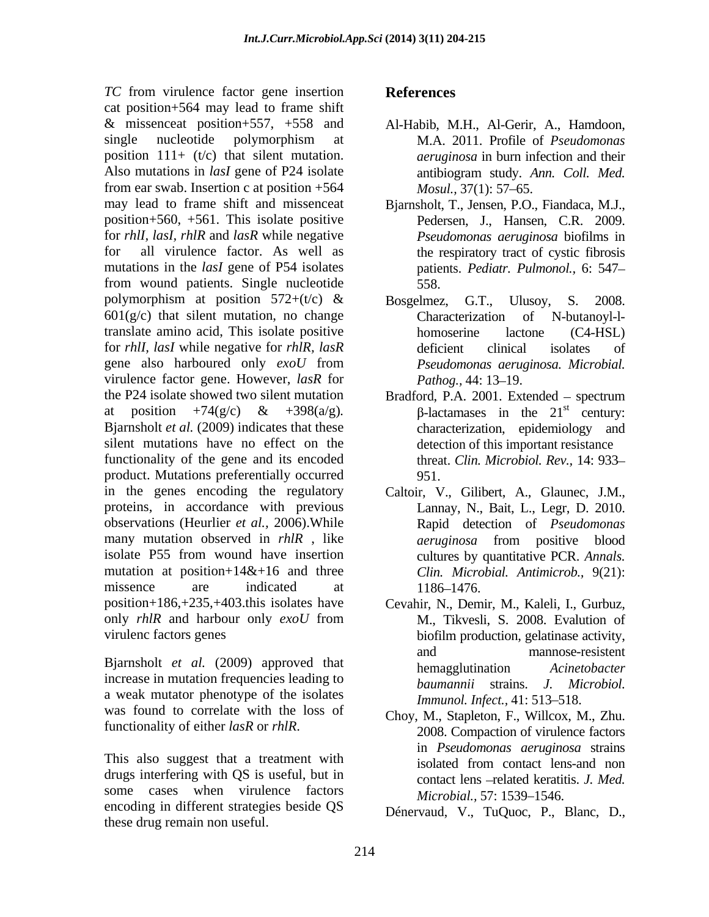*TC* from virulence factor gene insertion cat position+564 may lead to frame shift & missenceat position+557, +558 and single nucleotide polymorphism at position 111+ (t/c) that silent mutation. Also mutations in *lasI* gene of P24 isolate from ear swab. Insertion c at position +564 may lead to frame shift and missenceat position+560, +561. This isolate positive for *rhlI, lasI, rhlR* and *lasR* while negative for all virulence factor. As well as mutations in the *lasI* gene of P54 isolates from wound patients. Single nucleotide polymorphism at position 572+(t/c) & 601(g/c) that silent mutation, no change translate amino acid, This isolate positive for *rhlI, lasI* while negative for *rhlR, lasR* gene also harboured only *exoU* from virulence factor gene. However, *lasR* for the P24 isolate showed two silent mutation at position +74(g/c) & +398(a/g). Bjarnsholt *et al.* (2009) indicates that these silent mutations have no effect on the functionality of the gene and its encoded product. Mutations preferentially occurred in the genes encoding the regulatory proteins, in accordance with previous observations (Heurlier *et al.,* 2006).While many mutation observed in *rhlR* , like isolate P55 from wound have insertion mutation at position+14&+16 and three missence are indicated at position+186,+235,+403.this isolates have only *rhlR* and harbour only *exoU* from virulenc factors genes

Bjarnsholt *et al.* (2009) approved that increase in mutation frequencies leading to a weak mutator phenotype of the isolates was found to correlate with the loss of functionality of either *lasR* or *rhlR*.

This also suggest that a treatment with drugs interfering with QS is useful, but in some cases when virulence factors encoding in different strategies beside QS these drug remain non useful.

## References

Al-Habib, M.H., Al-Gerir, A., Hamdoon, M.A. 2011. Profile of *Pseudomonas aeruginosa* in burn infection and their antibiogram study. *Ann. Coll. Med. Mosul.,* 37(1): 57–65.

Bjarnsholt, T., Jensen, P.O., Fiandaca, M.J., Pedersen, J., Hansen, C.R. 2009. *Pseudomonas aeruginosa* biofilms in the respiratory tract of cystic fibrosis patients. *Pediatr. Pulmonol.,* 6: 547–558.

Bosgelmez, G.T., Ulusoy, S. 2008. Characterization of N-butanoyl-l-homoserine lactone (C4-HSL) deficient clinical isolates of *Pseudomonas aeruginosa. Microbial. Pathog.,* 44: 13–19.

Bradford, P.A. 2001. Extended – spectrum β-lactamases in the 21[st] century: characterization, epidemiology and detection of this important resistance threat. *Clin. Microbiol. Rev.,* 14: 933–951.

Caltoir, V., Gilibert, A., Glaunec, J.M., Lannay, N., Bait, L., Legr, D. 2010. Rapid detection of *Pseudomonas aeruginosa* from positive blood cultures by quantitative PCR. *Annals. Clin. Microbial. Antimicrob.,* 9(21): 1186–1476.

Cevahir, N., Demir, M., Kaleli, I., Gurbuz, M., Tikvesli, S. 2008. Evalution of biofilm production, gelatinase activity, and mannose-resistent hemagglutination *Acinetobacter baumannii* strains. *J. Microbiol. Immunol. Infect.,* 41: 513–518.

Choy, M., Stapleton, F., Willcox, M., Zhu. 2008. Compaction of virulence factors in *Pseudomonas aeruginosa* strains isolated from contact lens-and non contact lens –related keratitis. *J. Med. Microbial.,* 57: 1539–1546.

Dénervaud, V., TuQuoc, P., Blanc, D.,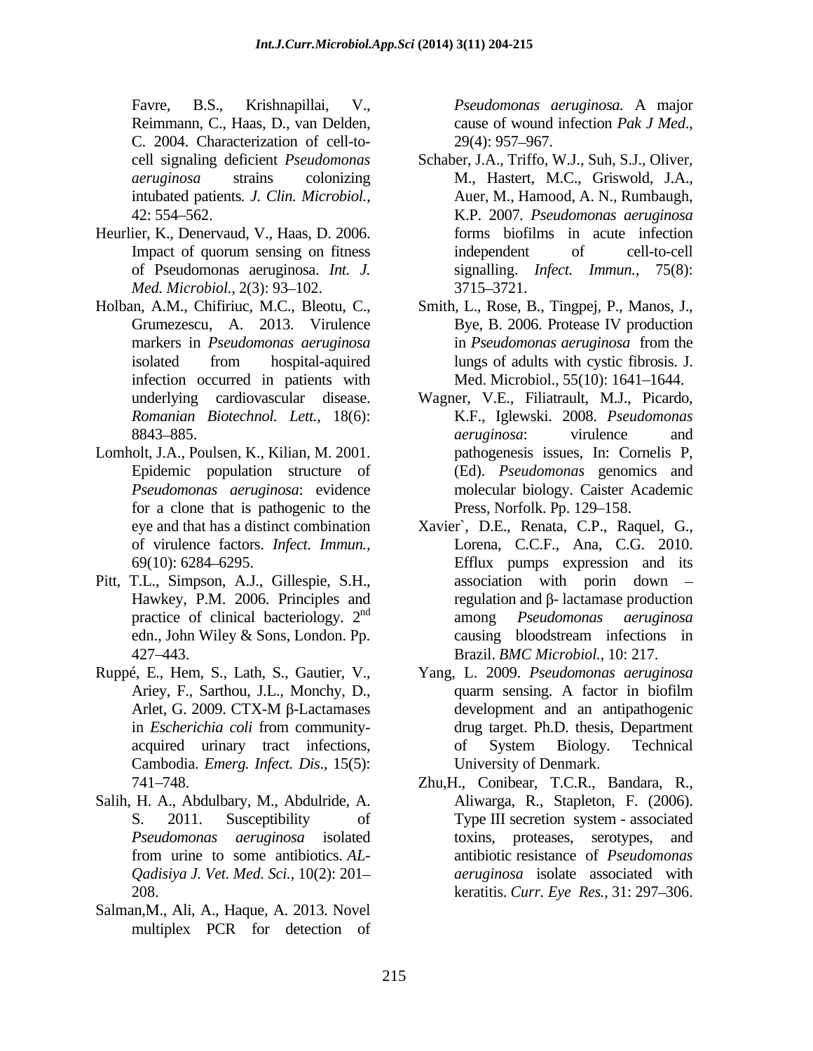Favre, B.S., Krishnapillai, V., Reimmann, C., Haas, D., van Delden, C. 2004. Characterization of cell-to-cell signaling deficient *Pseudomonas aeruginosa* strains colonizing intubated patients*. J. Clin. Microbiol.,* 42: 554–562.

Heurlier, K., Denervaud, V., Haas, D. 2006. Impact of quorum sensing on fitness of Pseudomonas aeruginosa. *Int. J. Med. Microbiol.,* 2(3): 93–102.

Holban, A.M., Chifiriuc, M.C., Bleotu, C., Grumezescu, A. 2013. Virulence markers in *Pseudomonas aeruginosa* isolated from hospital-aquired infection occurred in patients with underlying cardiovascular disease. *Romanian Biotechnol. Lett.,* 18(6): 8843–885.

Lomholt, J.A., Poulsen, K., Kilian, M. 2001. Epidemic population structure of *Pseudomonas aeruginosa*: evidence for a clone that is pathogenic to the eye and that has a distinct combination of virulence factors. *Infect. Immun.,* 69(10): 6284–6295.

Pitt, T.L., Simpson, A.J., Gillespie, S.H., Hawkey, P.M. 2006. Principles and practice of clinical bacteriology. 2nd edn., John Wiley & Sons, London. Pp. 427–443.

Ruppé, E., Hem, S., Lath, S., Gautier, V., Ariey, F., Sarthou, J.L., Monchy, D., Arlet, G. 2009. CTX-M β-Lactamases in *Escherichia coli* from community-acquired urinary tract infections, Cambodia. *Emerg. Infect. Dis.,* 15(5): 741–748.

Salih, H. A., Abdulbary, M., Abdulride, A. S. 2011. Susceptibility of *Pseudomonas aeruginosa* isolated from urine to some antibiotics. *AL-Qadisiya J. Vet. Med. Sci.,* 10(2): 201–208.

Salman,M., Ali, A., Haque, A. 2013. Novel multiplex PCR for detection of *Pseudomonas aeruginosa.* A major cause of wound infection *Pak J Med.,* 29(4): 957–967.

Schaber, J.A., Triffo, W.J., Suh, S.J., Oliver, M., Hastert, M.C., Griswold, J.A., Auer, M., Hamood, A. N., Rumbaugh, K.P. 2007*. Pseudomonas aeruginosa* forms biofilms in acute infection independent of cell-to-cell signalling. *Infect. Immun.,* 75(8): 3715–3721.

Smith, L., Rose, B., Tingpej, P., Manos, J., Bye, B. 2006. Protease IV production in *Pseudomonas aeruginosa* from the lungs of adults with cystic fibrosis. J. Med. Microbiol., 55(10): 1641–1644.

Wagner, V.E., Filiatrault, M.J., Picardo, K.F., Iglewski. 2008. *Pseudomonas aeruginosa*: virulence and pathogenesis issues, In: Cornelis P, (Ed). *Pseudomonas* genomics and molecular biology. Caister Academic Press, Norfolk. Pp. 129–158.

Xavier`, D.E., Renata, C.P., Raquel, G., Lorena, C.C.F., Ana, C.G. 2010. Efflux pumps expression and its association with porin down – regulation and β- lactamase production among *Pseudomonas aeruginosa* causing bloodstream infections in Brazil. *BMC Microbiol.,* 10: 217.

Yang, L. 2009. *Pseudomonas aeruginosa* quarm sensing. A factor in biofilm development and an antipathogenic drug target. Ph.D. thesis, Department of System Biology. Technical University of Denmark.

Zhu,H., Conibear, T.C.R., Bandara, R., Aliwarga, R., Stapleton, F. (2006). Type III secretion system - associated toxins, proteases, serotypes, and antibiotic resistance of *Pseudomonas aeruginosa* isolate associated with keratitis. *Curr. Eye Res.,* 31: 297–306.